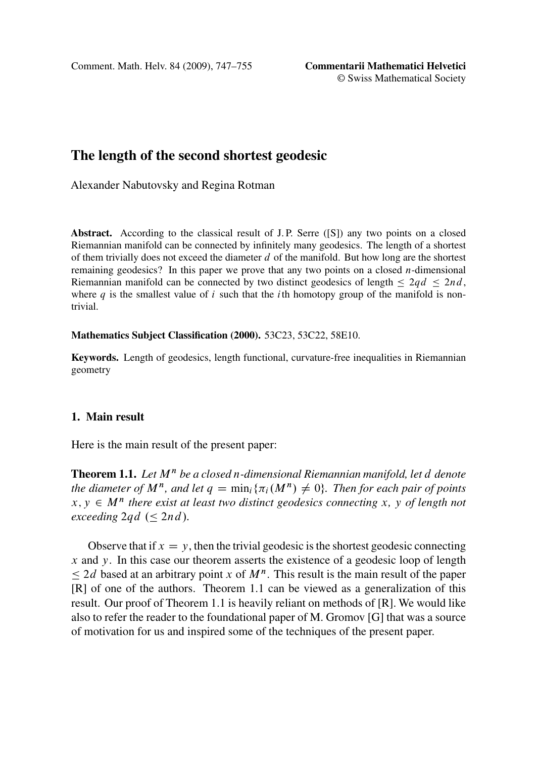# The length of the second shortest geodesic

Alexander Nabutovsky and Regina Rotman

**Abstract.** According to the classical result of J. P. Serre ([S]) any two points on a closed Riemannian manifold can be connected by infinitely many geodesics. The length of a shortest of them trivially does not exceed the diameter $d$ of the manifold. But how long are the shortest remaining geodesics? In this paper we prove that any two points on a closed $n$-dimensional Riemannian manifold can be connected by two distinct geodesics of length $\leq 2qd \leq 2nd$, where $q$ is the smallest value of $i$ such that the $i$th homotopy group of the manifold is non-trivial.

**Mathematics Subject Classification (2000).** 53C23, 53C22, 58E10.

**Keywords.** Length of geodesics, length functional, curvature-free inequalities in Riemannian geometry

## 1. Main result

Here is the main result of the present paper:

**Theorem 1.1.** *Let $M^n$ be a closed n-dimensional Riemannian manifold, let $d$ denote the diameter of $M^n$, and let $q = \min_i\{\pi_i(M^n) \neq 0\}$. Then for each pair of points $x, y \in M^n$ there exist at least two distinct geodesics connecting $x$, $y$ of length not exceeding $2qd$ ($\leq 2nd$).*

Observe that if $x = y$, then the trivial geodesic is the shortest geodesic connecting $x$ and $y$. In this case our theorem asserts the existence of a geodesic loop of length $\leq 2d$ based at an arbitrary point $x$ of $M^n$. This result is the main result of the paper [R] of one of the authors. Theorem 1.1 can be viewed as a generalization of this result. Our proof of Theorem 1.1 is heavily reliant on methods of [R]. We would like also to refer the reader to the foundational paper of M. Gromov [G] that was a source of motivation for us and inspired some of the techniques of the present paper.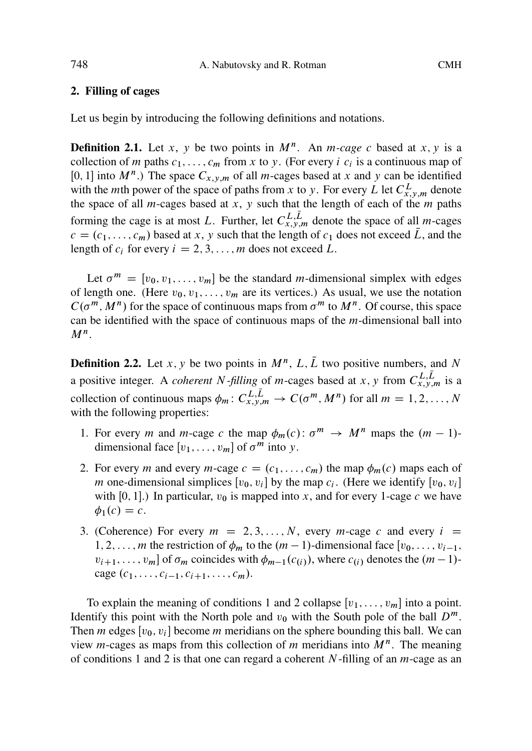## 2. Filling of cages

Let us begin by introducing the following definitions and notations.

**Definition 2.1.** Let $x$, $y$ be two points in $M^n$. An *$m$-cage* $c$ based at $x, y$ is a collection of $m$ paths $c_1, \dots, c_m$ from $x$ to $y$. (For every $i$ $c_i$ is a continuous map of $[0, 1]$ into $M^n$.) The space $C_{x,y,m}$ of all $m$-cages based at $x$ and $y$ can be identified with the $m$th power of the space of paths from $x$ to $y$. For every $L$ let $C^L_{x,y,m}$ denote the space of all $m$-cages based at $x$, $y$ such that the length of each of the $m$ paths forming the cage is at most $L$. Further, let $C^{L,\bar{L}}_{x,y,m}$ denote the space of all $m$-cages $c = (c_1, \dots, c_m)$ based at $x$, $y$ such that the length of $c_1$ does not exceed $\bar{L}$, and the length of $c_i$ for every $i = 2, 3, \dots, m$ does not exceed $L$.

Let $\sigma^m = [v_0, v_1, \dots, v_m]$ be the standard $m$-dimensional simplex with edges of length one. (Here $v_0, v_1, \dots, v_m$ are its vertices.) As usual, we use the notation $C(\sigma^m, M^n)$ for the space of continuous maps from $\sigma^m$ to $M^n$. Of course, this space can be identified with the space of continuous maps of the $m$-dimensional ball into $M^n$.

**Definition 2.2.** Let $x, y$ be two points in $M^n$, $L, \bar{L}$ two positive numbers, and $N$ a positive integer. A *coherent $N$-filling* of $m$-cages based at $x, y$ from $C^{L,\bar{L}}_{x,y,m}$ is a collection of continuous maps $\phi_m \colon C^{L,\bar{L}}_{x,y,m} \to C(\sigma^m, M^n)$ for all $m = 1, 2, \dots, N$ with the following properties:

1. For every $m$ and $m$-cage $c$ the map $\phi_m(c) \colon \sigma^m \to M^n$ maps the $(m-1)$-dimensional face $[v_1, \dots, v_m]$ of $\sigma^m$ into $y$.
2. For every $m$ and every $m$-cage $c = (c_1, \dots, c_m)$ the map $\phi_m(c)$ maps each of $m$ one-dimensional simplices $[v_0, v_i]$ by the map $c_i$. (Here we identify $[v_0, v_i]$ with $[0, 1]$.) In particular, $v_0$ is mapped into $x$, and for every 1-cage $c$ we have $\phi_1(c) = c$.
3. (Coherence) For every $m = 2, 3, \dots, N$, every $m$-cage $c$ and every $i = 1, 2, \dots, m$ the restriction of $\phi_m$ to the $(m-1)$-dimensional face $[v_0, \dots, v_{i-1}, v_{i+1}, \dots, v_m]$ of $\sigma_m$ coincides with $\phi_{m-1}(c_{(i)})$, where $c_{(i)}$ denotes the $(m-1)$-cage $(c_1, \dots, c_{i-1}, c_{i+1}, \dots, c_m)$.

To explain the meaning of conditions 1 and 2 collapse $[v_1, \dots, v_m]$ into a point. Identify this point with the North pole and $v_0$ with the South pole of the ball $D^m$. Then $m$ edges $[v_0, v_i]$ become $m$ meridians on the sphere bounding this ball. We can view $m$-cages as maps from this collection of $m$ meridians into $M^n$. The meaning of conditions 1 and 2 is that one can regard a coherent $N$-filling of an $m$-cage as an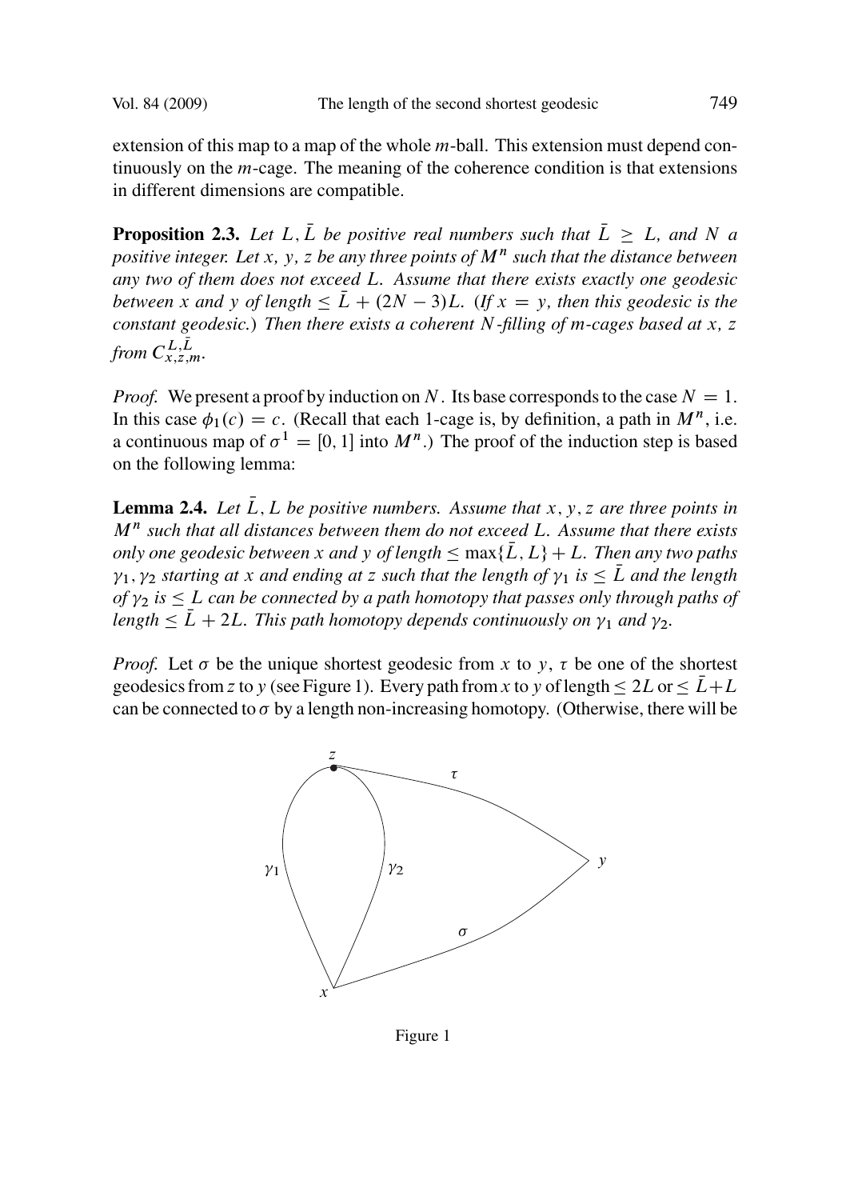extension of this map to a map of the whole $m$-ball. This extension must depend continuously on the $m$-cage. The meaning of the coherence condition is that extensions in different dimensions are compatible.

**Proposition 2.3.** *Let $L, \bar{L}$ be positive real numbers such that $\bar{L} \geq L$, and $N$ a positive integer. Let $x$, $y$, $z$ be any three points of $M^n$ such that the distance between any two of them does not exceed $L$. Assume that there exists exactly one geodesic between $x$ and $y$ of length $\leq \bar{L} + (2N-3)L$. (If $x = y$, then this geodesic is the constant geodesic.) Then there exists a coherent $N$-filling of $m$-cages based at $x$, $z$ from $C^{L,\bar{L}}_{x,z,m}$.*

*Proof.* We present a proof by induction on $N$. Its base corresponds to the case $N = 1$. In this case $\phi_1(c) = c$. (Recall that each 1-cage is, by definition, a path in $M^n$, i.e. a continuous map of $\sigma^1 = [0, 1]$ into $M^n$.) The proof of the induction step is based on the following lemma:

**Lemma 2.4.** *Let $\bar{L}, L$ be positive numbers. Assume that $x, y, z$ are three points in $M^n$ such that all distances between them do not exceed $L$. Assume that there exists only one geodesic between $x$ and $y$ of length $\leq \max\{\bar{L}, L\} + L$. Then any two paths $\gamma_1, \gamma_2$ starting at $x$ and ending at $z$ such that the length of $\gamma_1$ is $\leq \bar{L}$ and the length of $\gamma_2$ is $\leq L$ can be connected by a path homotopy that passes only through paths of length $\leq \bar{L} + 2L$. This path homotopy depends continuously on $\gamma_1$ and $\gamma_2$.*

*Proof.* Let $\sigma$ be the unique shortest geodesic from $x$ to $y$, $\tau$ be one of the shortest geodesics from $z$ to $y$ (see Figure 1). Every path from $x$ to $y$ of length $\leq 2L$ or $\leq \bar{L}+L$ can be connected to $\sigma$ by a length non-increasing homotopy. (Otherwise, there will be

Figure 1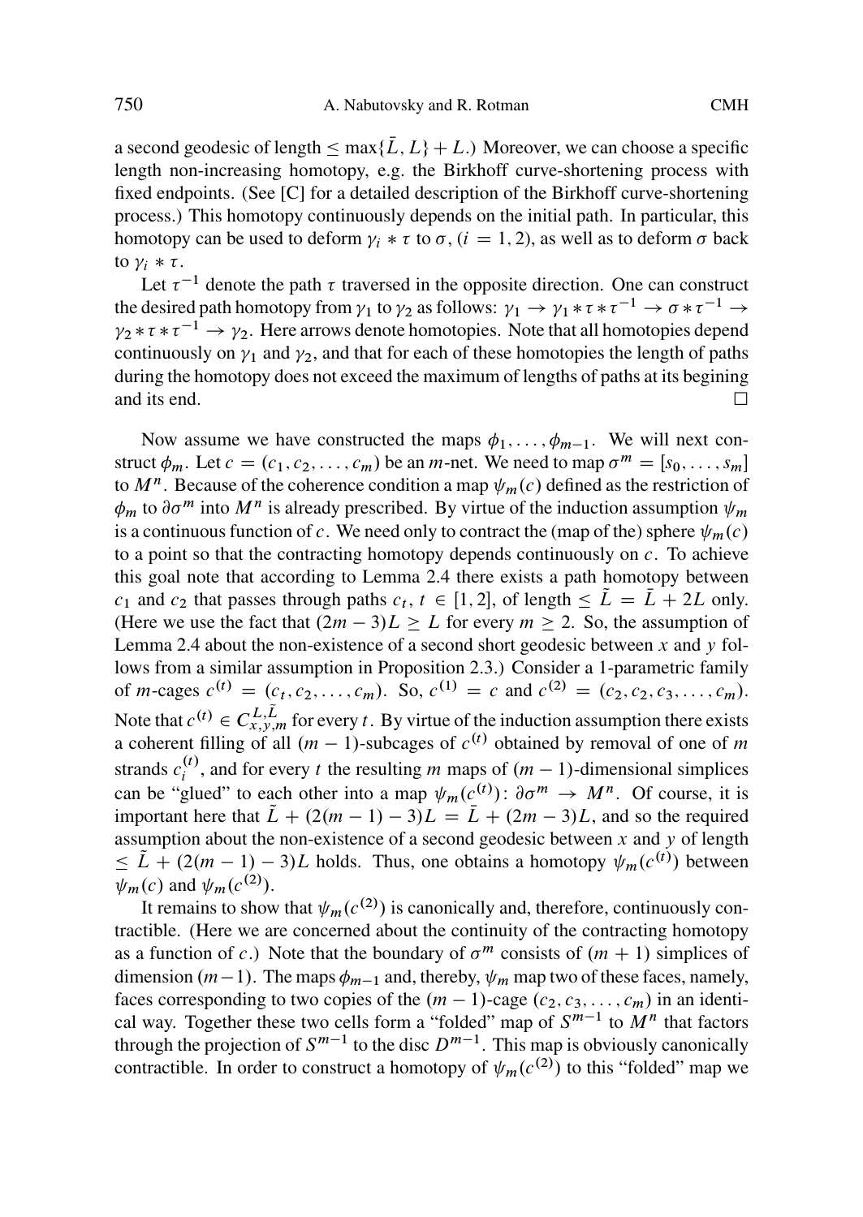a second geodesic of length $\leq \max\{\bar{L}, L\} + L$.) Moreover, we can choose a specific length non-increasing homotopy, e.g. the Birkhoff curve-shortening process with fixed endpoints. (See [C] for a detailed description of the Birkhoff curve-shortening process.) This homotopy continuously depends on the initial path. In particular, this homotopy can be used to deform $\gamma_i * \tau$ to $\sigma$, $(i = 1, 2)$, as well as to deform $\sigma$ back to $\gamma_i * \tau$.

Let $\tau^{-1}$ denote the path $\tau$ traversed in the opposite direction. One can construct the desired path homotopy from $\gamma_1$ to $\gamma_2$ as follows: $\gamma_1 \to \gamma_1 * \tau * \tau^{-1} \to \sigma * \tau^{-1} \to \gamma_2 * \tau * \tau^{-1} \to \gamma_2$. Here arrows denote homotopies. Note that all homotopies depend continuously on $\gamma_1$ and $\gamma_2$, and that for each of these homotopies the length of paths during the homotopy does not exceed the maximum of lengths of paths at its begining and its end. $\square$

Now assume we have constructed the maps $\phi_1, \ldots, \phi_{m-1}$. We will next construct $\phi_m$. Let $c = (c_1, c_2, \ldots, c_m)$ be an $m$-net. We need to map $\sigma^m = [s_0, \ldots, s_m]$ to $M^n$. Because of the coherence condition a map $\psi_m(c)$ defined as the restriction of $\phi_m$ to $\partial\sigma^m$ into $M^n$ is already prescribed. By virtue of the induction assumption $\psi_m$ is a continuous function of $c$. We need only to contract the (map of the) sphere $\psi_m(c)$ to a point so that the contracting homotopy depends continuously on $c$. To achieve this goal note that according to Lemma 2.4 there exists a path homotopy between $c_1$ and $c_2$ that passes through paths $c_t$, $t \in [1, 2]$, of length $\leq \tilde{L} = \bar{L} + 2L$ only. (Here we use the fact that $(2m-3)L \geq L$ for every $m \geq 2$. So, the assumption of Lemma 2.4 about the non-existence of a second short geodesic between $x$ and $y$ follows from a similar assumption in Proposition 2.3.) Consider a 1-parametric family of $m$-cages $c^{(t)} = (c_t, c_2, \ldots, c_m)$. So, $c^{(1)} = c$ and $c^{(2)} = (c_2, c_2, c_3, \ldots, c_m)$. Note that $c^{(t)} \in C^{L,\tilde{L}}_{x,y,m}$ for every $t$. By virtue of the induction assumption there exists a coherent filling of all $(m-1)$-subcages of $c^{(t)}$ obtained by removal of one of $m$ strands $c_i^{(t)}$, and for every $t$ the resulting $m$ maps of $(m-1)$-dimensional simplices can be "glued" to each other into a map $\psi_m(c^{(t)})\colon \partial\sigma^m \to M^n$. Of course, it is important here that $\tilde{L} + (2(m-1)-3)L = \bar{L} + (2m-3)L$, and so the required assumption about the non-existence of a second geodesic between $x$ and $y$ of length $\leq \tilde{L} + (2(m-1)-3)L$ holds. Thus, one obtains a homotopy $\psi_m(c^{(t)})$ between $\psi_m(c)$ and $\psi_m(c^{(2)})$.

It remains to show that $\psi_m(c^{(2)})$ is canonically and, therefore, continuously contractible. (Here we are concerned about the continuity of the contracting homotopy as a function of $c$.) Note that the boundary of $\sigma^m$ consists of $(m+1)$ simplices of dimension $(m-1)$. The maps $\phi_{m-1}$ and, thereby, $\psi_m$ map two of these faces, namely, faces corresponding to two copies of the $(m-1)$-cage $(c_2, c_3, \ldots, c_m)$ in an identical way. Together these two cells form a "folded" map of $S^{m-1}$ to $M^n$ that factors through the projection of $S^{m-1}$ to the disc $D^{m-1}$. This map is obviously canonically contractible. In order to construct a homotopy of $\psi_m(c^{(2)})$ to this "folded" map we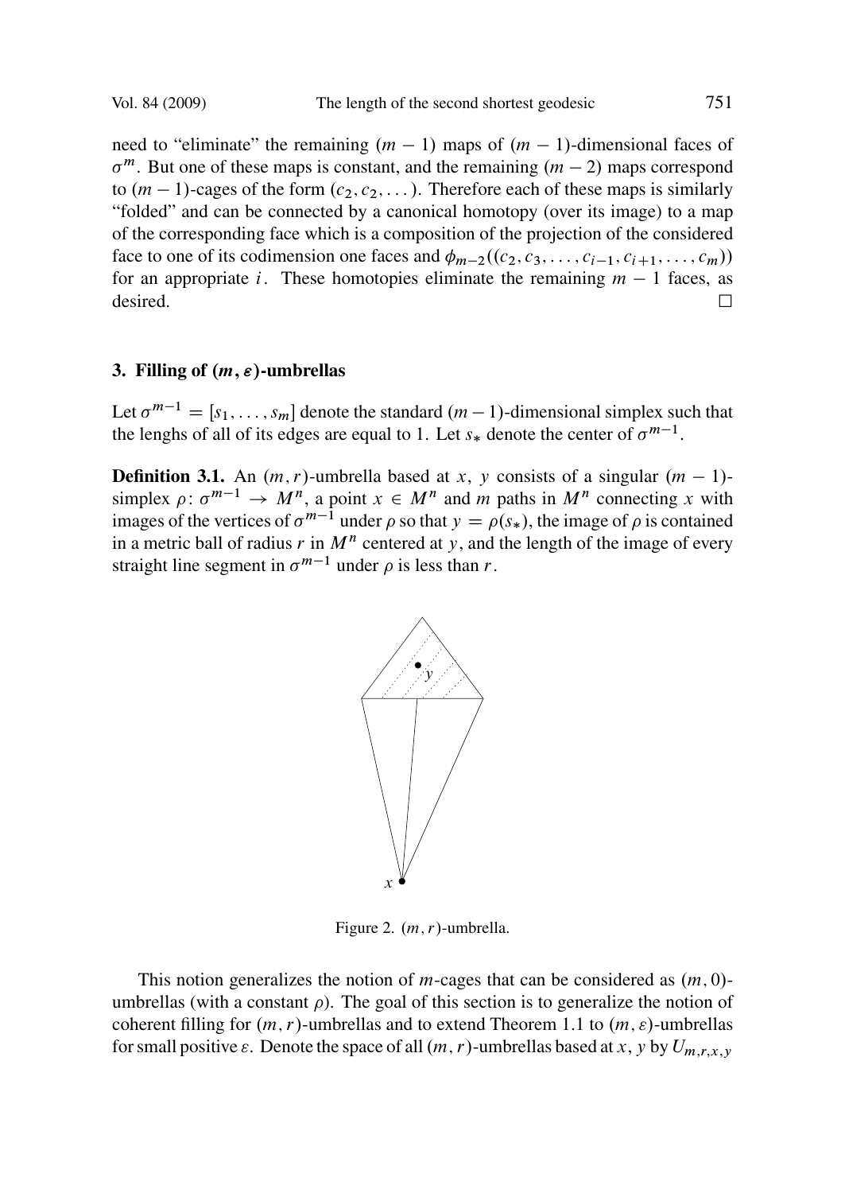need to "eliminate" the remaining $(m-1)$ maps of $(m-1)$-dimensional faces of $\sigma^m$. But one of these maps is constant, and the remaining $(m-2)$ maps correspond to $(m-1)$-cages of the form $(c_2, c_2, \dots)$. Therefore each of these maps is similarly "folded" and can be connected by a canonical homotopy (over its image) to a map of the corresponding face which is a composition of the projection of the considered face to one of its codimension one faces and $\phi_{m-2}((c_2, c_3, \dots, c_{i-1}, c_{i+1}, \dots, c_m))$ for an appropriate $i$. These homotopies eliminate the remaining $m-1$ faces, as desired. □

## 3. Filling of $(m, \varepsilon)$-umbrellas

Let $\sigma^{m-1} = [s_1, \dots, s_m]$ denote the standard $(m-1)$-dimensional simplex such that the lenghs of all of its edges are equal to 1. Let $s_*$ denote the center of $\sigma^{m-1}$.

**Definition 3.1.** An $(m, r)$-umbrella based at $x$, $y$ consists of a singular $(m-1)$-simplex $\rho\colon \sigma^{m-1} \to M^n$, a point $x \in M^n$ and $m$ paths in $M^n$ connecting $x$ with images of the vertices of $\sigma^{m-1}$ under $\rho$ so that $y = \rho(s_*)$, the image of $\rho$ is contained in a metric ball of radius $r$ in $M^n$ centered at $y$, and the length of the image of every straight line segment in $\sigma^{m-1}$ under $\rho$ is less than $r$.

Figure 2. $(m, r)$-umbrella.

This notion generalizes the notion of $m$-cages that can be considered as $(m, 0)$-umbrellas (with a constant $\rho$). The goal of this section is to generalize the notion of coherent filling for $(m, r)$-umbrellas and to extend Theorem 1.1 to $(m, \varepsilon)$-umbrellas for small positive $\varepsilon$. Denote the space of all $(m, r)$-umbrellas based at $x$, $y$ by $U_{m,r,x,y}$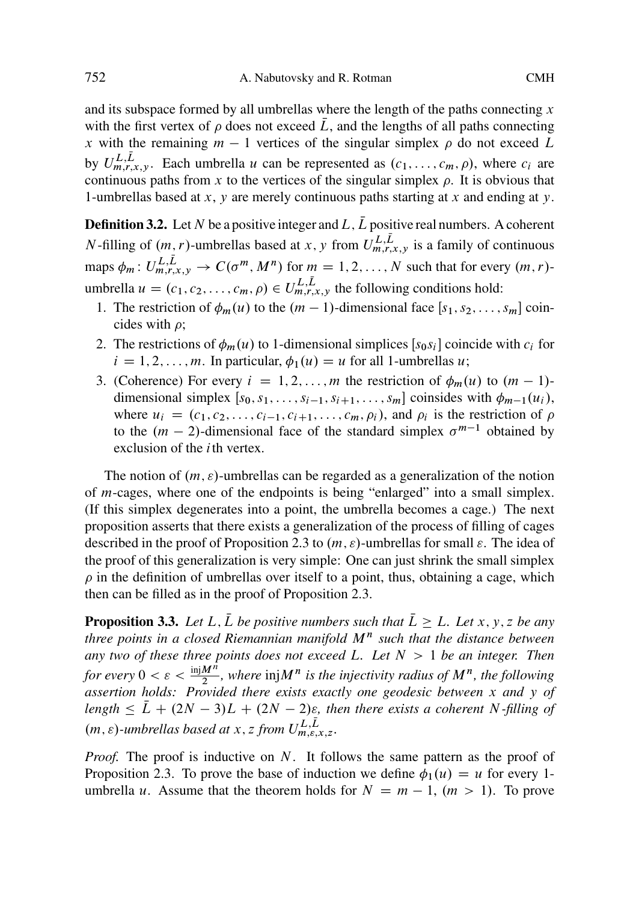and its subspace formed by all umbrellas where the length of the paths connecting $x$ with the first vertex of $\rho$ does not exceed $\bar{L}$, and the lengths of all paths connecting $x$ with the remaining $m-1$ vertices of the singular simplex $\rho$ do not exceed $L$ by $U^{L,\bar{L}}_{m,r,x,y}$. Each umbrella $u$ can be represented as $(c_1, \dots, c_m, \rho)$, where $c_i$ are continuous paths from $x$ to the vertices of the singular simplex $\rho$. It is obvious that 1-umbrellas based at $x$, $y$ are merely continuous paths starting at $x$ and ending at $y$.

**Definition 3.2.** Let $N$ be a positive integer and $L, \bar{L}$ positive real numbers. A coherent $N$-filling of $(m, r)$-umbrellas based at $x$, $y$ from $U^{L,\bar{L}}_{m,r,x,y}$ is a family of continuous maps $\phi_m \colon U^{L,\bar{L}}_{m,r,x,y} \to C(\sigma^m, M^n)$ for $m = 1, 2, \dots, N$ such that for every $(m, r)$-umbrella $u = (c_1, c_2, \dots, c_m, \rho) \in U^{L,\bar{L}}_{m,r,x,y}$ the following conditions hold:

1. The restriction of $\phi_m(u)$ to the $(m-1)$-dimensional face $[s_1, s_2, \dots, s_m]$ coincides with $\rho$;
2. The restrictions of $\phi_m(u)$ to 1-dimensional simplices $[s_0 s_i]$ coincide with $c_i$ for $i = 1, 2, \dots, m$. In particular, $\phi_1(u) = u$ for all 1-umbrellas $u$;
3. (Coherence) For every $i = 1, 2, \dots, m$ the restriction of $\phi_m(u)$ to $(m-1)$-dimensional simplex $[s_0, s_1, \dots, s_{i-1}, s_{i+1}, \dots, s_m]$ coinsides with $\phi_{m-1}(u_i)$, where $u_i = (c_1, c_2, \dots, c_{i-1}, c_{i+1}, \dots, c_m, \rho_i)$, and $\rho_i$ is the restriction of $\rho$ to the $(m-2)$-dimensional face of the standard simplex $\sigma^{m-1}$ obtained by exclusion of the $i$th vertex.

The notion of $(m, \varepsilon)$-umbrellas can be regarded as a generalization of the notion of $m$-cages, where one of the endpoints is being "enlarged" into a small simplex. (If this simplex degenerates into a point, the umbrella becomes a cage.) The next proposition asserts that there exists a generalization of the process of filling of cages described in the proof of Proposition 2.3 to $(m, \varepsilon)$-umbrellas for small $\varepsilon$. The idea of the proof of this generalization is very simple: One can just shrink the small simplex $\rho$ in the definition of umbrellas over itself to a point, thus, obtaining a cage, which then can be filled as in the proof of Proposition 2.3.

**Proposition 3.3.** *Let $L, \bar{L}$ be positive numbers such that $\bar{L} \geq L$. Let $x, y, z$ be any three points in a closed Riemannian manifold $M^n$ such that the distance between any two of these three points does not exceed $L$. Let $N > 1$ be an integer. Then for every $0 < \varepsilon < \frac{\mathrm{inj} M^n}{2}$, where $\mathrm{inj} M^n$ is the injectivity radius of $M^n$, the following assertion holds: Provided there exists exactly one geodesic between $x$ and $y$ of length $\leq \bar{L} + (2N-3)L + (2N-2)\varepsilon$, then there exists a coherent $N$-filling of $(m, \varepsilon)$-umbrellas based at $x, z$ from $U^{L,\bar{L}}_{m,\varepsilon,x,z}$.*

*Proof.* The proof is inductive on $N$. It follows the same pattern as the proof of Proposition 2.3. To prove the base of induction we define $\phi_1(u) = u$ for every 1-umbrella $u$. Assume that the theorem holds for $N = m-1$, $(m > 1)$. To prove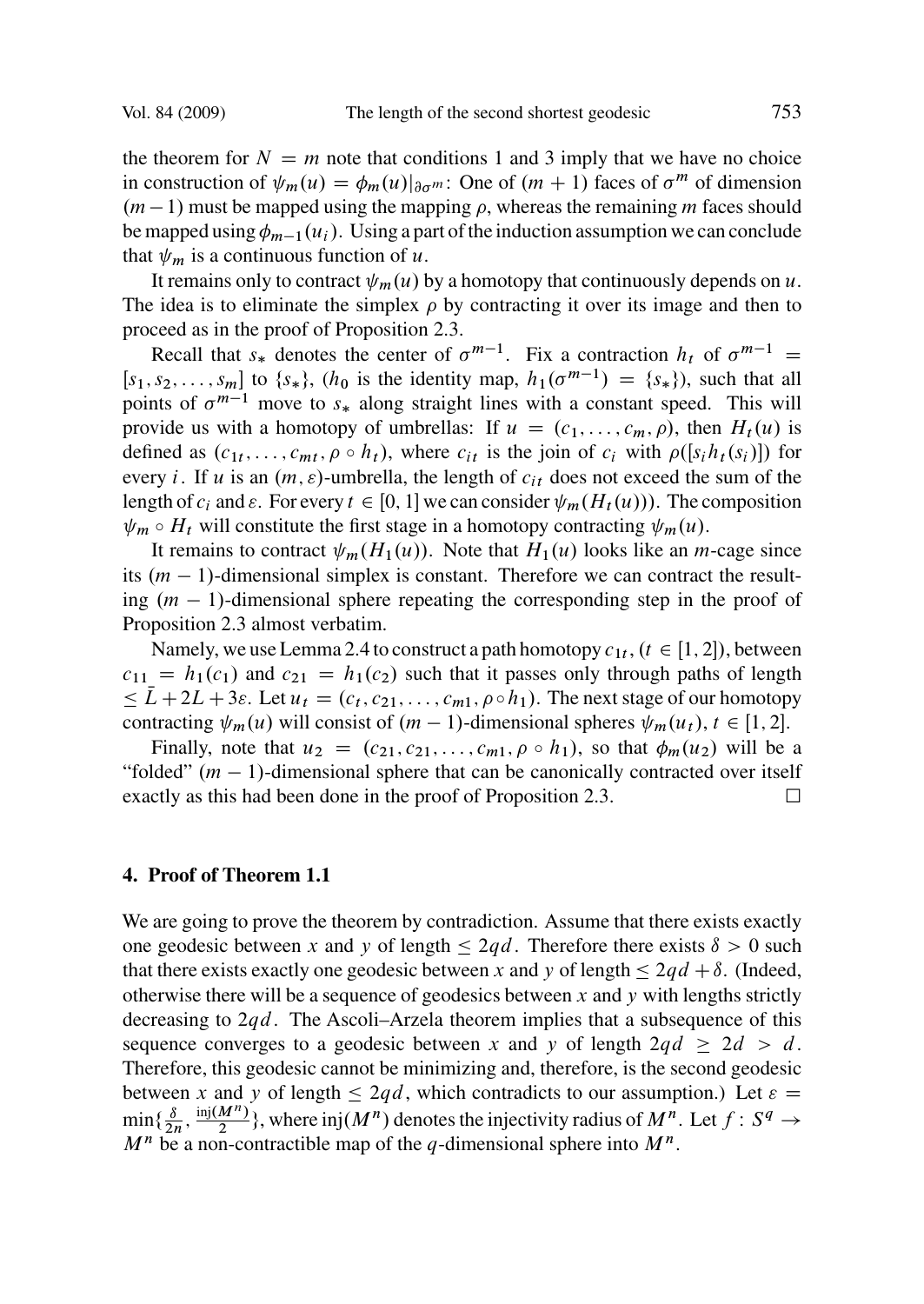the theorem for $N = m$ note that conditions 1 and 3 imply that we have no choice in construction of $\psi_m(u) = \phi_m(u)|_{\partial\sigma^m}$: One of $(m+1)$ faces of $\sigma^m$ of dimension $(m-1)$ must be mapped using the mapping $\rho$, whereas the remaining $m$ faces should be mapped using $\phi_{m-1}(u_i)$. Using a part of the induction assumption we can conclude that $\psi_m$ is a continuous function of $u$.

It remains only to contract $\psi_m(u)$ by a homotopy that continuously depends on $u$. The idea is to eliminate the simplex $\rho$ by contracting it over its image and then to proceed as in the proof of Proposition 2.3.

Recall that $s_*$ denotes the center of $\sigma^{m-1}$. Fix a contraction $h_t$ of $\sigma^{m-1} = [s_1, s_2, \dots, s_m]$ to $\{s_*\}$, ($h_0$ is the identity map, $h_1(\sigma^{m-1}) = \{s_*\}$), such that all points of $\sigma^{m-1}$ move to $s_*$ along straight lines with a constant speed. This will provide us with a homotopy of umbrellas: If $u = (c_1, \dots, c_m, \rho)$, then $H_t(u)$ is defined as $(c_{1t}, \dots, c_{mt}, \rho \circ h_t)$, where $c_{it}$ is the join of $c_i$ with $\rho([s_i h_t(s_i)])$ for every $i$. If $u$ is an $(m, \varepsilon)$-umbrella, the length of $c_{it}$ does not exceed the sum of the length of $c_i$ and $\varepsilon$. For every $t \in [0,1]$ we can consider $\psi_m(H_t(u))$. The composition $\psi_m \circ H_t$ will constitute the first stage in a homotopy contracting $\psi_m(u)$.

It remains to contract $\psi_m(H_1(u))$. Note that $H_1(u)$ looks like an $m$-cage since its $(m-1)$-dimensional simplex is constant. Therefore we can contract the resulting $(m-1)$-dimensional sphere repeating the corresponding step in the proof of Proposition 2.3 almost verbatim.

Namely, we use Lemma 2.4 to construct a path homotopy $c_{1t}$, $(t \in [1,2])$, between $c_{11} = h_1(c_1)$ and $c_{21} = h_1(c_2)$ such that it passes only through paths of length $\leq \bar{L} + 2L + 3\varepsilon$. Let $u_t = (c_t, c_{21}, \dots, c_{m1}, \rho \circ h_1)$. The next stage of our homotopy contracting $\psi_m(u)$ will consist of $(m-1)$-dimensional spheres $\psi_m(u_t)$, $t \in [1,2]$.

Finally, note that $u_2 = (c_{21}, c_{21}, \dots, c_{m1}, \rho \circ h_1)$, so that $\phi_m(u_2)$ will be a "folded" $(m-1)$-dimensional sphere that can be canonically contracted over itself exactly as this had been done in the proof of Proposition 2.3. $\square$

## 4. Proof of Theorem 1.1

We are going to prove the theorem by contradiction. Assume that there exists exactly one geodesic between $x$ and $y$ of length $\leq 2qd$. Therefore there exists $\delta > 0$ such that there exists exactly one geodesic between $x$ and $y$ of length $\leq 2qd + \delta$. (Indeed, otherwise there will be a sequence of geodesics between $x$ and $y$ with lengths strictly decreasing to $2qd$. The Ascoli–Arzela theorem implies that a subsequence of this sequence converges to a geodesic between $x$ and $y$ of length $2qd \geq 2d > d$. Therefore, this geodesic cannot be minimizing and, therefore, is the second geodesic between $x$ and $y$ of length $\leq 2qd$, which contradicts to our assumption.) Let $\varepsilon = \min\{\frac{\delta}{2n}, \frac{\operatorname{inj}(M^n)}{2}\}$, where $\operatorname{inj}(M^n)$ denotes the injectivity radius of $M^n$. Let $f : S^q \to M^n$ be a non-contractible map of the $q$-dimensional sphere into $M^n$.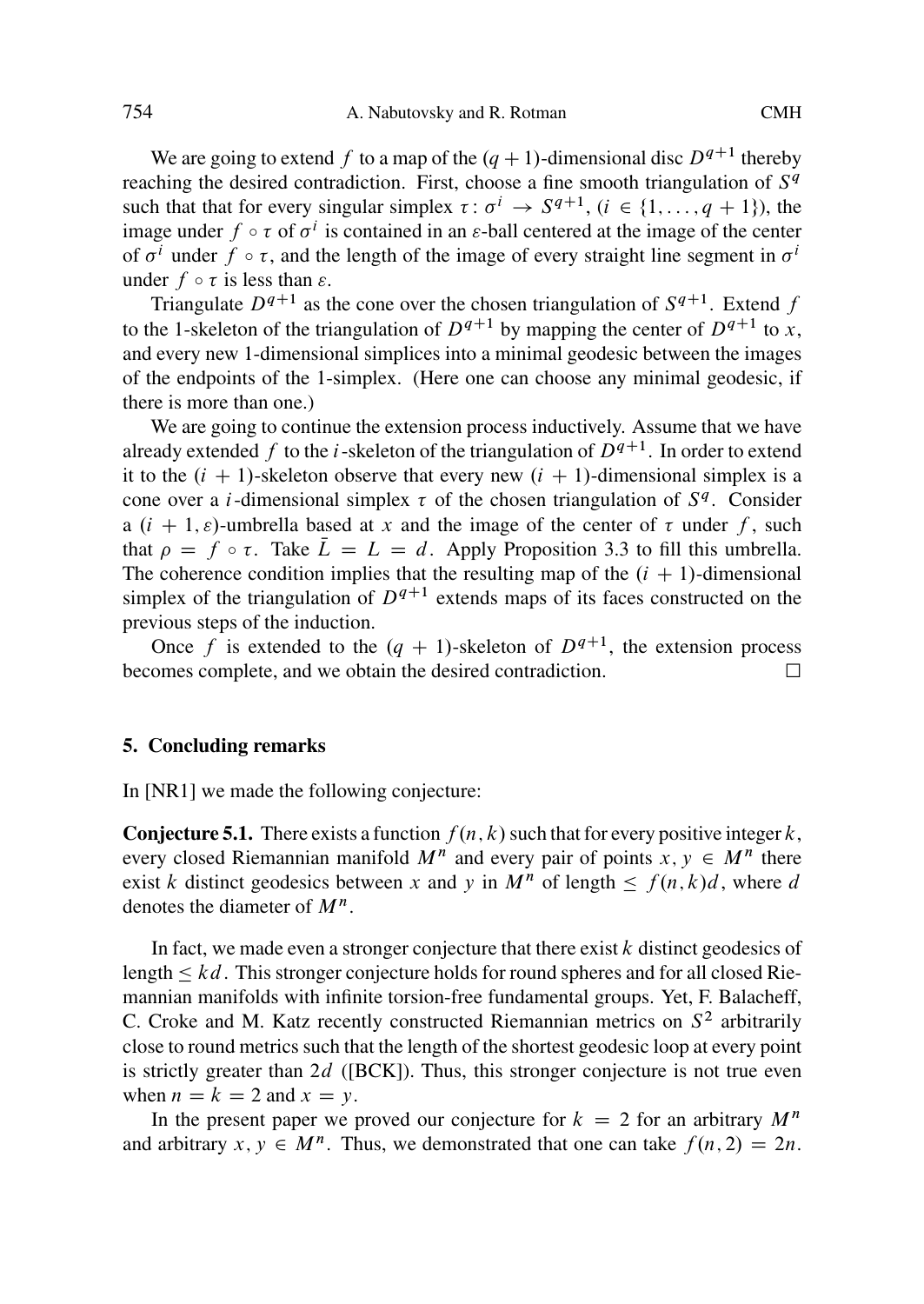We are going to extend $f$ to a map of the $(q+1)$-dimensional disc $D^{q+1}$ thereby reaching the desired contradiction. First, choose a fine smooth triangulation of $S^q$ such that that for every singular simplex $\tau\colon \sigma^i \to S^{q+1}$, ($i \in \{1, \dots, q+1\}$), the image under $f \circ \tau$ of $\sigma^i$ is contained in an $\varepsilon$-ball centered at the image of the center of $\sigma^i$ under $f \circ \tau$, and the length of the image of every straight line segment in $\sigma^i$ under $f \circ \tau$ is less than $\varepsilon$.

Triangulate $D^{q+1}$ as the cone over the chosen triangulation of $S^{q+1}$. Extend $f$ to the 1-skeleton of the triangulation of $D^{q+1}$ by mapping the center of $D^{q+1}$ to $x$, and every new 1-dimensional simplices into a minimal geodesic between the images of the endpoints of the 1-simplex. (Here one can choose any minimal geodesic, if there is more than one.)

We are going to continue the extension process inductively. Assume that we have already extended $f$ to the $i$-skeleton of the triangulation of $D^{q+1}$. In order to extend it to the $(i+1)$-skeleton observe that every new $(i+1)$-dimensional simplex is a cone over a $i$-dimensional simplex $\tau$ of the chosen triangulation of $S^q$. Consider a $(i+1, \varepsilon)$-umbrella based at $x$ and the image of the center of $\tau$ under $f$, such that $\rho = f \circ \tau$. Take $\bar{L} = L = d$. Apply Proposition 3.3 to fill this umbrella. The coherence condition implies that the resulting map of the $(i+1)$-dimensional simplex of the triangulation of $D^{q+1}$ extends maps of its faces constructed on the previous steps of the induction.

Once $f$ is extended to the $(q+1)$-skeleton of $D^{q+1}$, the extension process becomes complete, and we obtain the desired contradiction. $\square$

## 5. Concluding remarks

In [NR1] we made the following conjecture:

**Conjecture 5.1.** There exists a function $f(n,k)$ such that for every positive integer $k$, every closed Riemannian manifold $M^n$ and every pair of points $x, y \in M^n$ there exist $k$ distinct geodesics between $x$ and $y$ in $M^n$ of length $\leq f(n,k)d$, where $d$ denotes the diameter of $M^n$.

In fact, we made even a stronger conjecture that there exist $k$ distinct geodesics of length $\leq kd$. This stronger conjecture holds for round spheres and for all closed Riemannian manifolds with infinite torsion-free fundamental groups. Yet, F. Balacheff, C. Croke and M. Katz recently constructed Riemannian metrics on $S^2$ arbitrarily close to round metrics such that the length of the shortest geodesic loop at every point is strictly greater than $2d$ ([BCK]). Thus, this stronger conjecture is not true even when $n = k = 2$ and $x = y$.

In the present paper we proved our conjecture for $k = 2$ for an arbitrary $M^n$ and arbitrary $x, y \in M^n$. Thus, we demonstrated that one can take $f(n,2) = 2n$.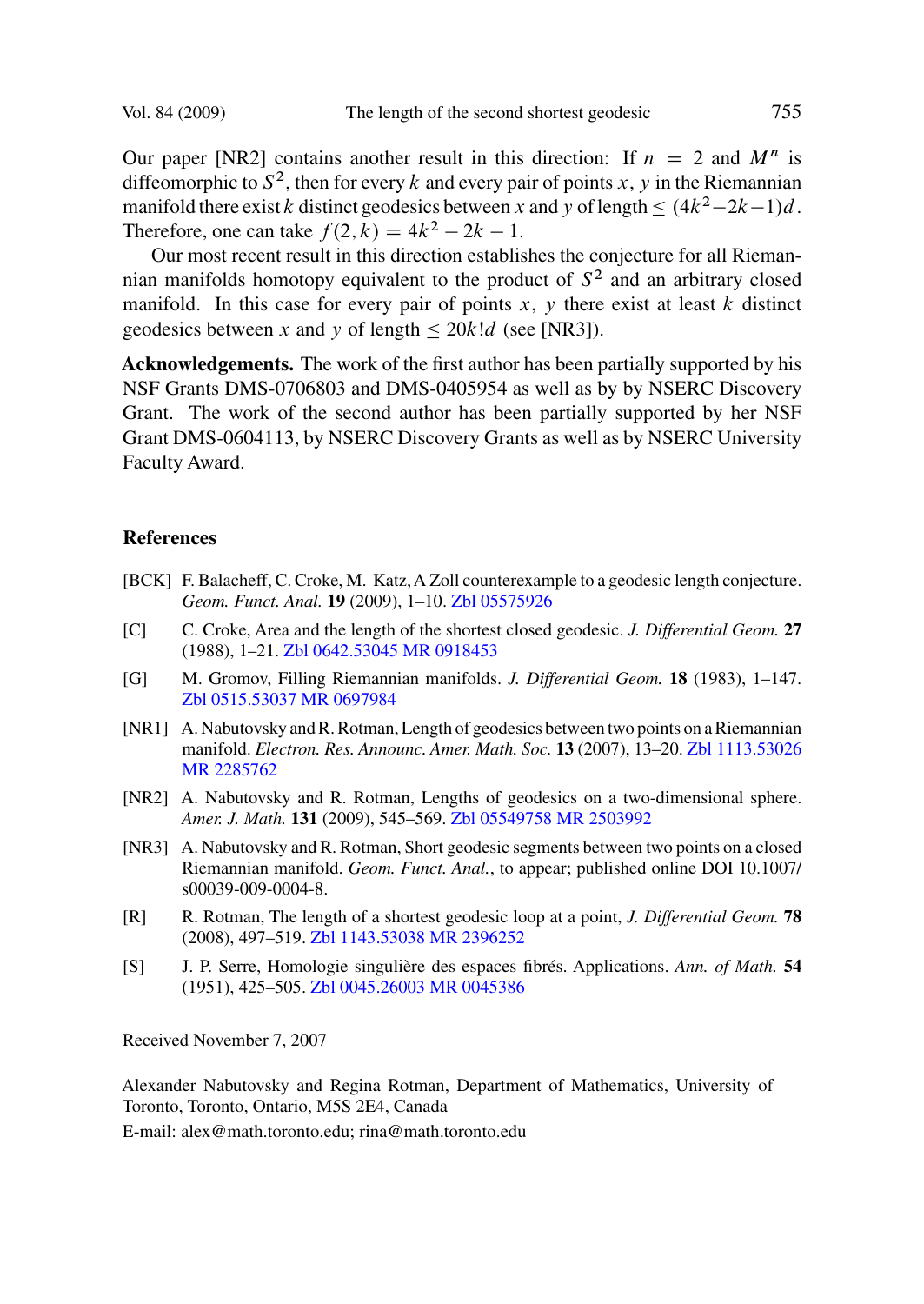Our paper [NR2] contains another result in this direction: If $n = 2$ and $M^n$ is diffeomorphic to $S^2$, then for every $k$ and every pair of points $x$, $y$ in the Riemannian manifold there exist $k$ distinct geodesics between $x$ and $y$ of length $\leq (4k^2 - 2k - 1)d$. Therefore, one can take $f(2,k) = 4k^2 - 2k - 1$.

Our most recent result in this direction establishes the conjecture for all Riemannian manifolds homotopy equivalent to the product of $S^2$ and an arbitrary closed manifold. In this case for every pair of points $x$, $y$ there exist at least $k$ distinct geodesics between $x$ and $y$ of length $\leq 20k!d$ (see [NR3]).

**Acknowledgements.** The work of the first author has been partially supported by his NSF Grants DMS-0706803 and DMS-0405954 as well as by by NSERC Discovery Grant. The work of the second author has been partially supported by her NSF Grant DMS-0604113, by NSERC Discovery Grants as well as by NSERC University Faculty Award.

## References

[BCK] F. Balacheff, C. Croke, M. Katz, A Zoll counterexample to a geodesic length conjecture. *Geom. Funct. Anal.* **19** (2009), 1–10. Zbl 05575926

[C] C. Croke, Area and the length of the shortest closed geodesic. *J. Differential Geom.* **27** (1988), 1–21. Zbl 0642.53045 MR 0918453

[G] M. Gromov, Filling Riemannian manifolds. *J. Differential Geom.* **18** (1983), 1–147. Zbl 0515.53037 MR 0697984

[NR1] A. Nabutovsky and R. Rotman, Length of geodesics between two points on a Riemannian manifold. *Electron. Res. Announc. Amer. Math. Soc.* **13** (2007), 13–20. Zbl 1113.53026 MR 2285762

[NR2] A. Nabutovsky and R. Rotman, Lengths of geodesics on a two-dimensional sphere. *Amer. J. Math.* **131** (2009), 545–569. Zbl 05549758 MR 2503992

[NR3] A. Nabutovsky and R. Rotman, Short geodesic segments between two points on a closed Riemannian manifold. *Geom. Funct. Anal.*, to appear; published online DOI 10.1007/s00039-009-0004-8.

[R] R. Rotman, The length of a shortest geodesic loop at a point, *J. Differential Geom.* **78** (2008), 497–519. Zbl 1143.53038 MR 2396252

[S] J. P. Serre, Homologie singulière des espaces fibrés. Applications. *Ann. of Math.* **54** (1951), 425–505. Zbl 0045.26003 MR 0045386

Received November 7, 2007

Alexander Nabutovsky and Regina Rotman, Department of Mathematics, University of Toronto, Toronto, Ontario, M5S 2E4, Canada

E-mail: alex@math.toronto.edu; rina@math.toronto.edu